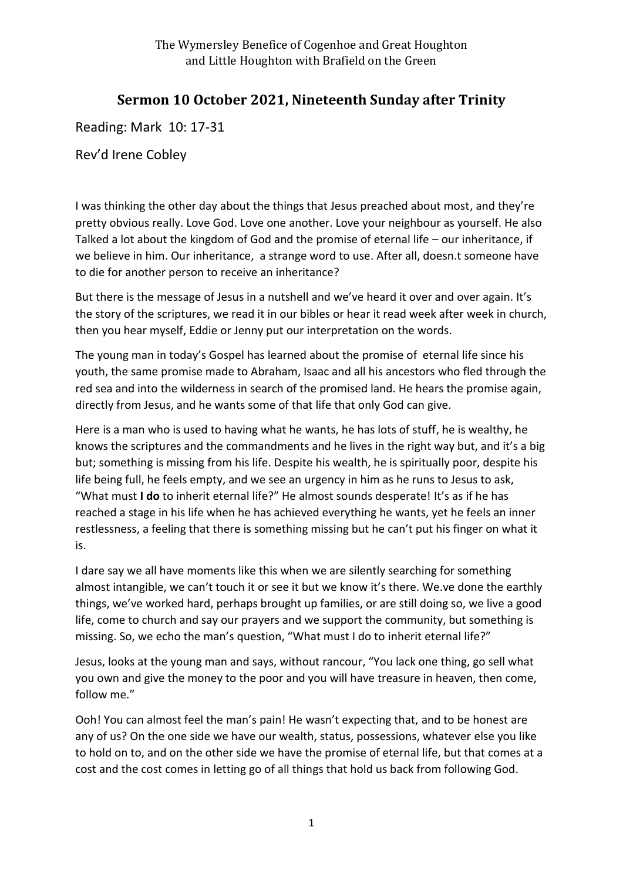The Wymersley Benefice of Cogenhoe and Great Houghton
and Little Houghton with Brafield on the Green

# Sermon 10 October 2021, Nineteenth Sunday after Trinity

Reading: Mark 10: 17-31

Rev'd Irene Cobley

I was thinking the other day about the things that Jesus preached about most, and they're pretty obvious really. Love God. Love one another. Love your neighbour as yourself. He also Talked a lot about the kingdom of God and the promise of eternal life – our inheritance, if we believe in him. Our inheritance, a strange word to use. After all, doesn.t someone have to die for another person to receive an inheritance?

But there is the message of Jesus in a nutshell and we've heard it over and over again. It's the story of the scriptures, we read it in our bibles or hear it read week after week in church, then you hear myself, Eddie or Jenny put our interpretation on the words.

The young man in today's Gospel has learned about the promise of eternal life since his youth, the same promise made to Abraham, Isaac and all his ancestors who fled through the red sea and into the wilderness in search of the promised land. He hears the promise again, directly from Jesus, and he wants some of that life that only God can give.

Here is a man who is used to having what he wants, he has lots of stuff, he is wealthy, he knows the scriptures and the commandments and he lives in the right way but, and it's a big but; something is missing from his life. Despite his wealth, he is spiritually poor, despite his life being full, he feels empty, and we see an urgency in him as he runs to Jesus to ask, "What must **I do** to inherit eternal life?" He almost sounds desperate! It's as if he has reached a stage in his life when he has achieved everything he wants, yet he feels an inner restlessness, a feeling that there is something missing but he can't put his finger on what it is.

I dare say we all have moments like this when we are silently searching for something almost intangible, we can't touch it or see it but we know it's there. We.ve done the earthly things, we've worked hard, perhaps brought up families, or are still doing so, we live a good life, come to church and say our prayers and we support the community, but something is missing. So, we echo the man's question, "What must I do to inherit eternal life?"

Jesus, looks at the young man and says, without rancour, "You lack one thing, go sell what you own and give the money to the poor and you will have treasure in heaven, then come, follow me."

Ooh! You can almost feel the man's pain! He wasn't expecting that, and to be honest are any of us? On the one side we have our wealth, status, possessions, whatever else you like to hold on to, and on the other side we have the promise of eternal life, but that comes at a cost and the cost comes in letting go of all things that hold us back from following God.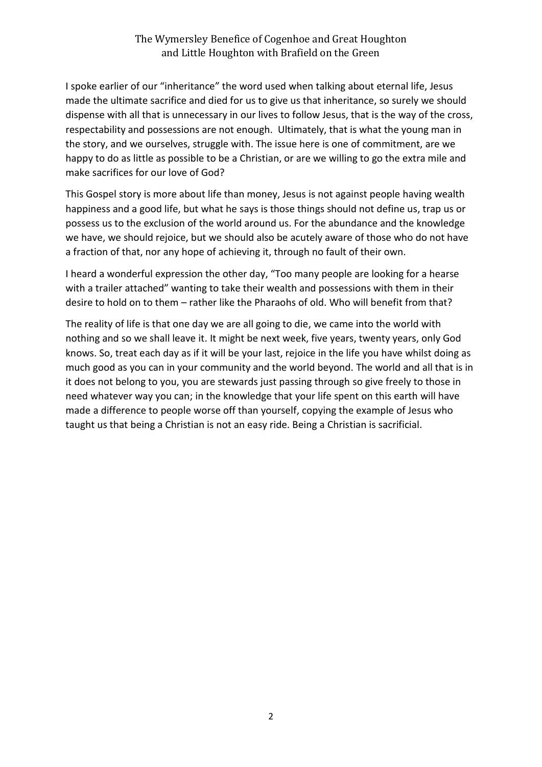I spoke earlier of our "inheritance" the word used when talking about eternal life, Jesus made the ultimate sacrifice and died for us to give us that inheritance, so surely we should dispense with all that is unnecessary in our lives to follow Jesus, that is the way of the cross, respectability and possessions are not enough. Ultimately, that is what the young man in the story, and we ourselves, struggle with. The issue here is one of commitment, are we happy to do as little as possible to be a Christian, or are we willing to go the extra mile and make sacrifices for our love of God?

This Gospel story is more about life than money, Jesus is not against people having wealth happiness and a good life, but what he says is those things should not define us, trap us or possess us to the exclusion of the world around us. For the abundance and the knowledge we have, we should rejoice, but we should also be acutely aware of those who do not have a fraction of that, nor any hope of achieving it, through no fault of their own.

I heard a wonderful expression the other day, "Too many people are looking for a hearse with a trailer attached" wanting to take their wealth and possessions with them in their desire to hold on to them – rather like the Pharaohs of old. Who will benefit from that?

The reality of life is that one day we are all going to die, we came into the world with nothing and so we shall leave it. It might be next week, five years, twenty years, only God knows. So, treat each day as if it will be your last, rejoice in the life you have whilst doing as much good as you can in your community and the world beyond. The world and all that is in it does not belong to you, you are stewards just passing through so give freely to those in need whatever way you can; in the knowledge that your life spent on this earth will have made a difference to people worse off than yourself, copying the example of Jesus who taught us that being a Christian is not an easy ride. Being a Christian is sacrificial.